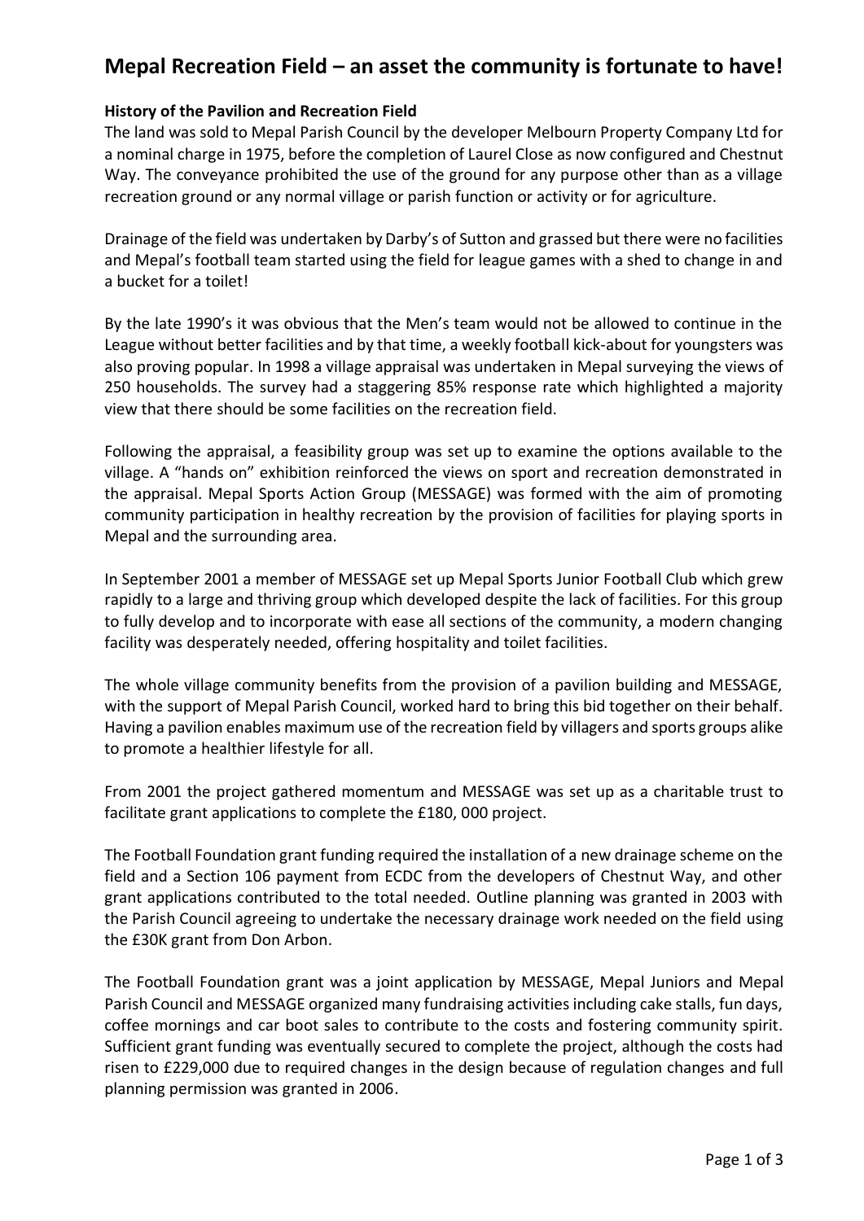# Mepal Recreation Field – an asset the community is fortunate to have!

**History of the Pavilion and Recreation Field**

The land was sold to Mepal Parish Council by the developer Melbourn Property Company Ltd for a nominal charge in 1975, before the completion of Laurel Close as now configured and Chestnut Way. The conveyance prohibited the use of the ground for any purpose other than as a village recreation ground or any normal village or parish function or activity or for agriculture.

Drainage of the field was undertaken by Darby's of Sutton and grassed but there were no facilities and Mepal's football team started using the field for league games with a shed to change in and a bucket for a toilet!

By the late 1990's it was obvious that the Men's team would not be allowed to continue in the League without better facilities and by that time, a weekly football kick-about for youngsters was also proving popular. In 1998 a village appraisal was undertaken in Mepal surveying the views of 250 households. The survey had a staggering 85% response rate which highlighted a majority view that there should be some facilities on the recreation field.

Following the appraisal, a feasibility group was set up to examine the options available to the village. A "hands on" exhibition reinforced the views on sport and recreation demonstrated in the appraisal. Mepal Sports Action Group (MESSAGE) was formed with the aim of promoting community participation in healthy recreation by the provision of facilities for playing sports in Mepal and the surrounding area.

In September 2001 a member of MESSAGE set up Mepal Sports Junior Football Club which grew rapidly to a large and thriving group which developed despite the lack of facilities. For this group to fully develop and to incorporate with ease all sections of the community, a modern changing facility was desperately needed, offering hospitality and toilet facilities.

The whole village community benefits from the provision of a pavilion building and MESSAGE, with the support of Mepal Parish Council, worked hard to bring this bid together on their behalf. Having a pavilion enables maximum use of the recreation field by villagers and sports groups alike to promote a healthier lifestyle for all.

From 2001 the project gathered momentum and MESSAGE was set up as a charitable trust to facilitate grant applications to complete the £180, 000 project.

The Football Foundation grant funding required the installation of a new drainage scheme on the field and a Section 106 payment from ECDC from the developers of Chestnut Way, and other grant applications contributed to the total needed. Outline planning was granted in 2003 with the Parish Council agreeing to undertake the necessary drainage work needed on the field using the £30K grant from Don Arbon.

The Football Foundation grant was a joint application by MESSAGE, Mepal Juniors and Mepal Parish Council and MESSAGE organized many fundraising activities including cake stalls, fun days, coffee mornings and car boot sales to contribute to the costs and fostering community spirit. Sufficient grant funding was eventually secured to complete the project, although the costs had risen to £229,000 due to required changes in the design because of regulation changes and full planning permission was granted in 2006.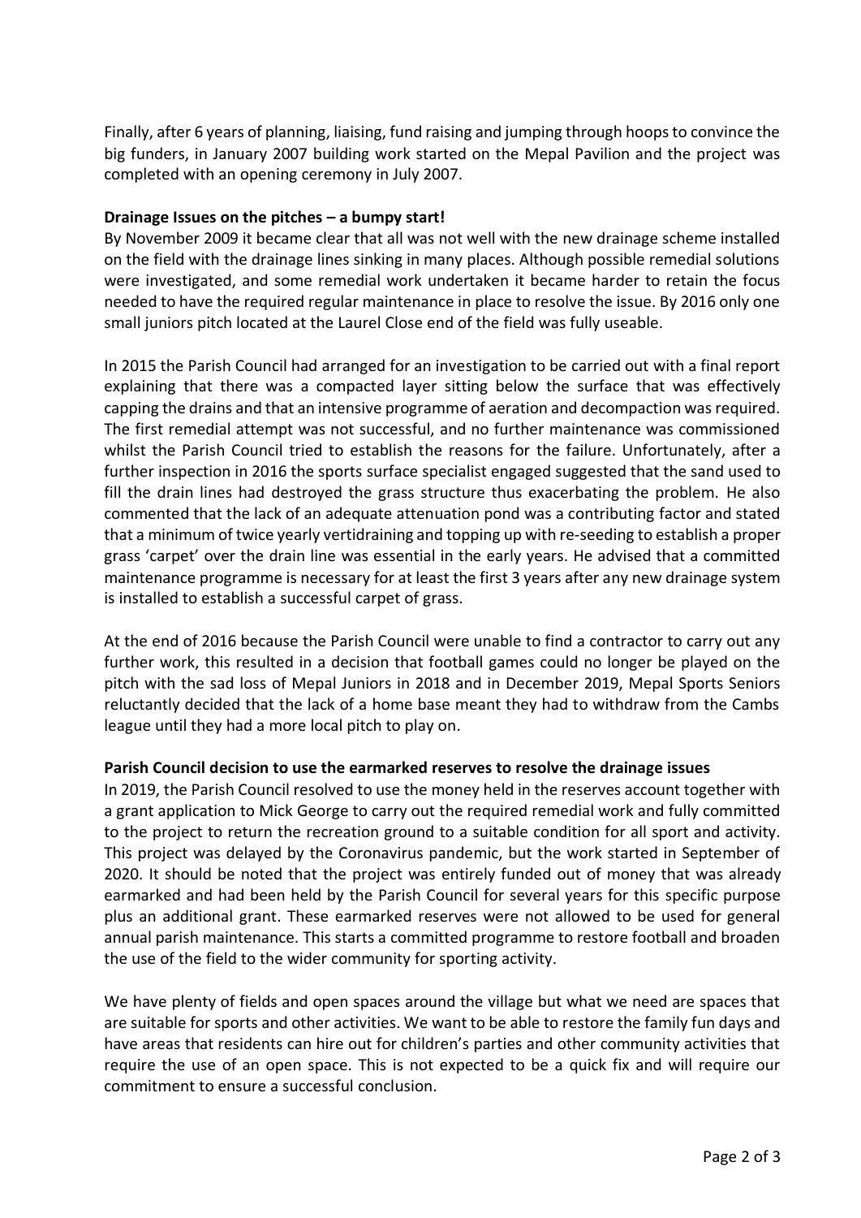Finally, after 6 years of planning, liaising, fund raising and jumping through hoops to convince the big funders, in January 2007 building work started on the Mepal Pavilion and the project was completed with an opening ceremony in July 2007.

**Drainage Issues on the pitches – a bumpy start!**

By November 2009 it became clear that all was not well with the new drainage scheme installed on the field with the drainage lines sinking in many places. Although possible remedial solutions were investigated, and some remedial work undertaken it became harder to retain the focus needed to have the required regular maintenance in place to resolve the issue. By 2016 only one small juniors pitch located at the Laurel Close end of the field was fully useable.

In 2015 the Parish Council had arranged for an investigation to be carried out with a final report explaining that there was a compacted layer sitting below the surface that was effectively capping the drains and that an intensive programme of aeration and decompaction was required. The first remedial attempt was not successful, and no further maintenance was commissioned whilst the Parish Council tried to establish the reasons for the failure. Unfortunately, after a further inspection in 2016 the sports surface specialist engaged suggested that the sand used to fill the drain lines had destroyed the grass structure thus exacerbating the problem. He also commented that the lack of an adequate attenuation pond was a contributing factor and stated that a minimum of twice yearly vertidraining and topping up with re-seeding to establish a proper grass 'carpet' over the drain line was essential in the early years. He advised that a committed maintenance programme is necessary for at least the first 3 years after any new drainage system is installed to establish a successful carpet of grass.

At the end of 2016 because the Parish Council were unable to find a contractor to carry out any further work, this resulted in a decision that football games could no longer be played on the pitch with the sad loss of Mepal Juniors in 2018 and in December 2019, Mepal Sports Seniors reluctantly decided that the lack of a home base meant they had to withdraw from the Cambs league until they had a more local pitch to play on.

**Parish Council decision to use the earmarked reserves to resolve the drainage issues**

In 2019, the Parish Council resolved to use the money held in the reserves account together with a grant application to Mick George to carry out the required remedial work and fully committed to the project to return the recreation ground to a suitable condition for all sport and activity. This project was delayed by the Coronavirus pandemic, but the work started in September of 2020. It should be noted that the project was entirely funded out of money that was already earmarked and had been held by the Parish Council for several years for this specific purpose plus an additional grant. These earmarked reserves were not allowed to be used for general annual parish maintenance. This starts a committed programme to restore football and broaden the use of the field to the wider community for sporting activity.

We have plenty of fields and open spaces around the village but what we need are spaces that are suitable for sports and other activities. We want to be able to restore the family fun days and have areas that residents can hire out for children's parties and other community activities that require the use of an open space. This is not expected to be a quick fix and will require our commitment to ensure a successful conclusion.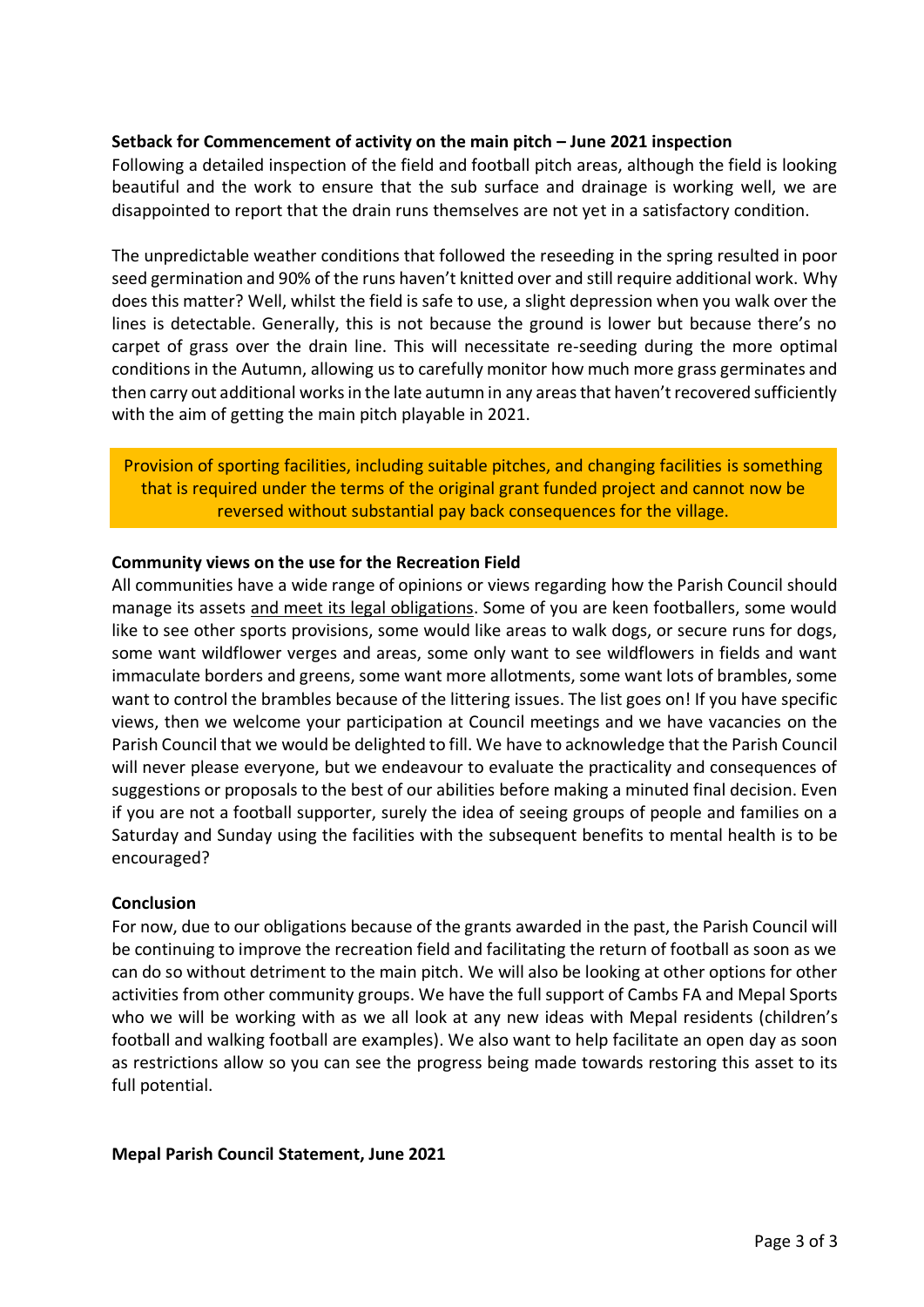**Setback for Commencement of activity on the main pitch – June 2021 inspection**

Following a detailed inspection of the field and football pitch areas, although the field is looking beautiful and the work to ensure that the sub surface and drainage is working well, we are disappointed to report that the drain runs themselves are not yet in a satisfactory condition.

The unpredictable weather conditions that followed the reseeding in the spring resulted in poor seed germination and 90% of the runs haven't knitted over and still require additional work. Why does this matter? Well, whilst the field is safe to use, a slight depression when you walk over the lines is detectable. Generally, this is not because the ground is lower but because there's no carpet of grass over the drain line. This will necessitate re-seeding during the more optimal conditions in the Autumn, allowing us to carefully monitor how much more grass germinates and then carry out additional works in the late autumn in any areas that haven't recovered sufficiently with the aim of getting the main pitch playable in 2021.

> Provision of sporting facilities, including suitable pitches, and changing facilities is something that is required under the terms of the original grant funded project and cannot now be reversed without substantial pay back consequences for the village.

**Community views on the use for the Recreation Field**

All communities have a wide range of opinions or views regarding how the Parish Council should manage its assets <u>and meet its legal obligations</u>. Some of you are keen footballers, some would like to see other sports provisions, some would like areas to walk dogs, or secure runs for dogs, some want wildflower verges and areas, some only want to see wildflowers in fields and want immaculate borders and greens, some want more allotments, some want lots of brambles, some want to control the brambles because of the littering issues. The list goes on! If you have specific views, then we welcome your participation at Council meetings and we have vacancies on the Parish Council that we would be delighted to fill. We have to acknowledge that the Parish Council will never please everyone, but we endeavour to evaluate the practicality and consequences of suggestions or proposals to the best of our abilities before making a minuted final decision. Even if you are not a football supporter, surely the idea of seeing groups of people and families on a Saturday and Sunday using the facilities with the subsequent benefits to mental health is to be encouraged?

**Conclusion**

For now, due to our obligations because of the grants awarded in the past, the Parish Council will be continuing to improve the recreation field and facilitating the return of football as soon as we can do so without detriment to the main pitch. We will also be looking at other options for other activities from other community groups. We have the full support of Cambs FA and Mepal Sports who we will be working with as we all look at any new ideas with Mepal residents (children's football and walking football are examples). We also want to help facilitate an open day as soon as restrictions allow so you can see the progress being made towards restoring this asset to its full potential.

**Mepal Parish Council Statement, June 2021**